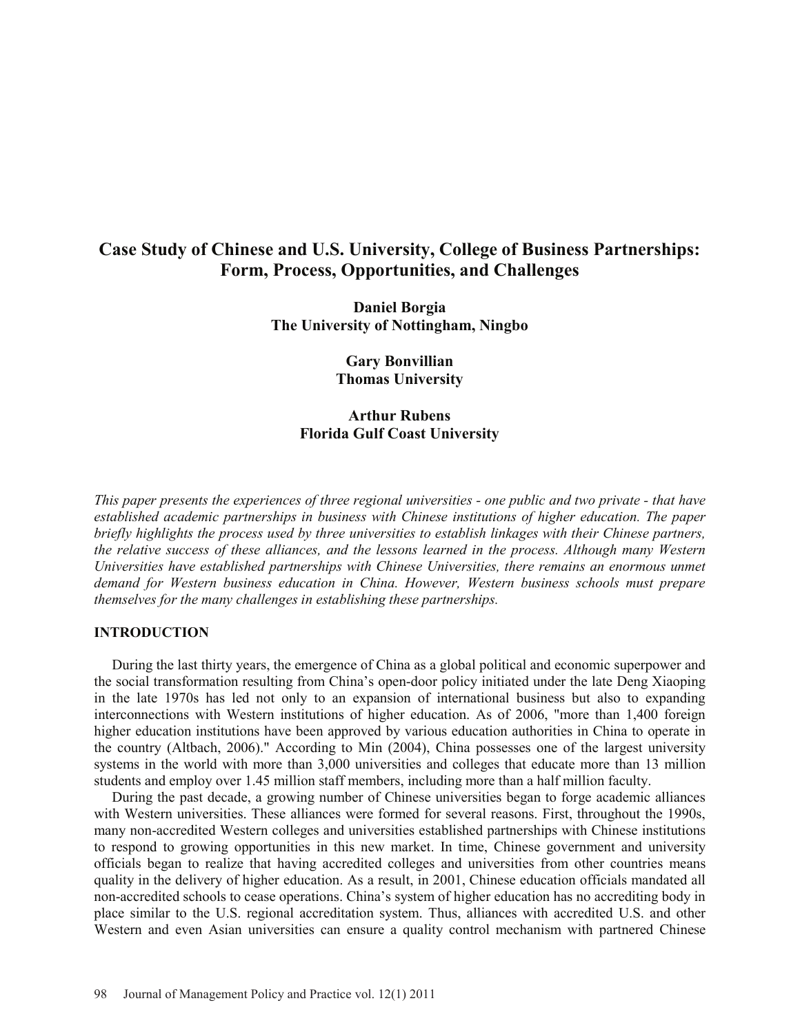# Case Study of Chinese and U.S. University, College of Business Partnerships: Form, Process, Opportunities, and Challenges

**Daniel Borgia**
**The University of Nottingham, Ningbo**

**Gary Bonvillian**
**Thomas University**

**Arthur Rubens**
**Florida Gulf Coast University**

*This paper presents the experiences of three regional universities - one public and two private - that have established academic partnerships in business with Chinese institutions of higher education. The paper briefly highlights the process used by three universities to establish linkages with their Chinese partners, the relative success of these alliances, and the lessons learned in the process. Although many Western Universities have established partnerships with Chinese Universities, there remains an enormous unmet demand for Western business education in China. However, Western business schools must prepare themselves for the many challenges in establishing these partnerships.*

## INTRODUCTION

During the last thirty years, the emergence of China as a global political and economic superpower and the social transformation resulting from China's open-door policy initiated under the late Deng Xiaoping in the late 1970s has led not only to an expansion of international business but also to expanding interconnections with Western institutions of higher education. As of 2006, "more than 1,400 foreign higher education institutions have been approved by various education authorities in China to operate in the country (Altbach, 2006)." According to Min (2004), China possesses one of the largest university systems in the world with more than 3,000 universities and colleges that educate more than 13 million students and employ over 1.45 million staff members, including more than a half million faculty.

During the past decade, a growing number of Chinese universities began to forge academic alliances with Western universities. These alliances were formed for several reasons. First, throughout the 1990s, many non-accredited Western colleges and universities established partnerships with Chinese institutions to respond to growing opportunities in this new market. In time, Chinese government and university officials began to realize that having accredited colleges and universities from other countries means quality in the delivery of higher education. As a result, in 2001, Chinese education officials mandated all non-accredited schools to cease operations. China's system of higher education has no accrediting body in place similar to the U.S. regional accreditation system. Thus, alliances with accredited U.S. and other Western and even Asian universities can ensure a quality control mechanism with partnered Chinese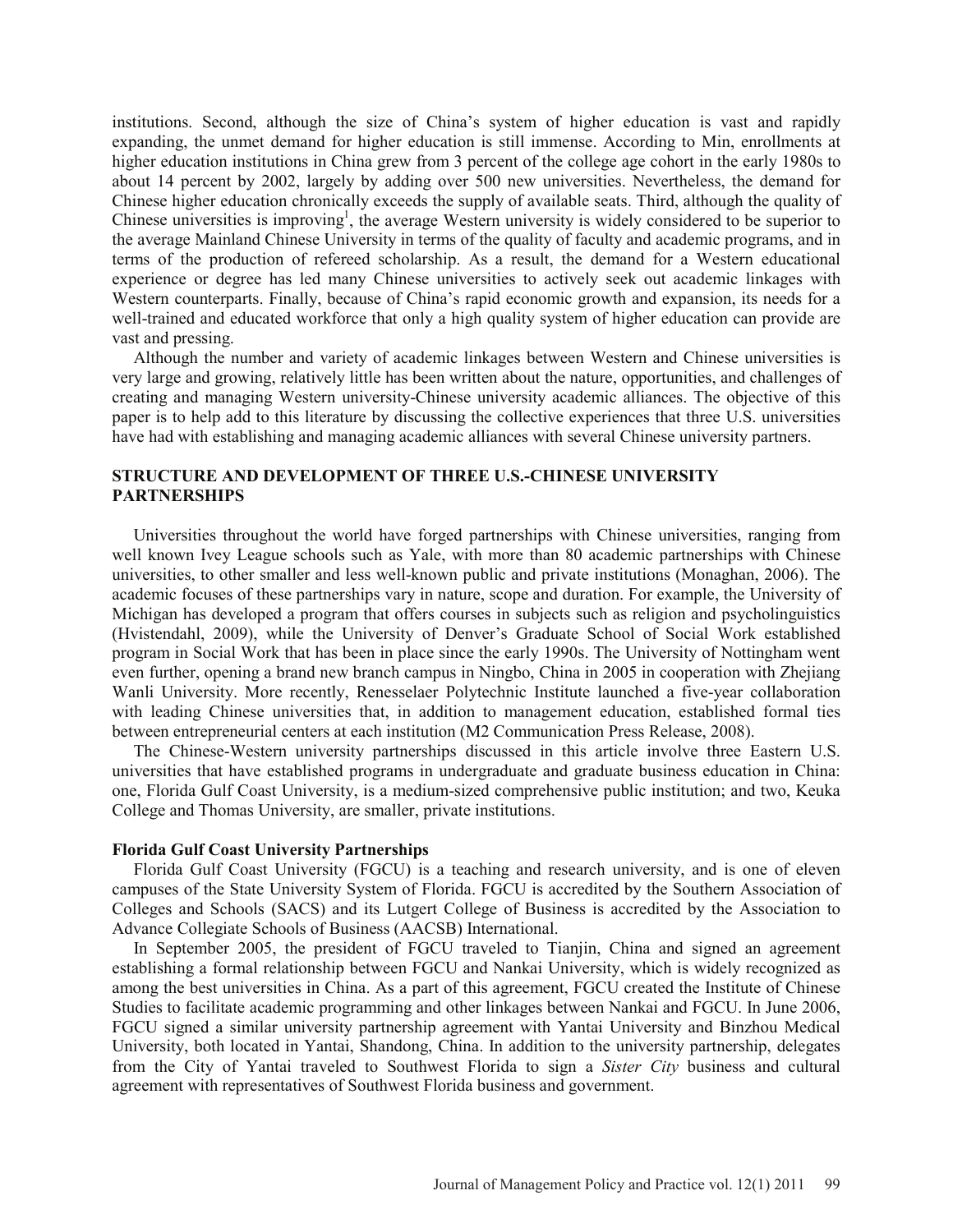institutions. Second, although the size of China's system of higher education is vast and rapidly expanding, the unmet demand for higher education is still immense. According to Min, enrollments at higher education institutions in China grew from 3 percent of the college age cohort in the early 1980s to about 14 percent by 2002, largely by adding over 500 new universities. Nevertheless, the demand for Chinese higher education chronically exceeds the supply of available seats. Third, although the quality of Chinese universities is improving[1], the average Western university is widely considered to be superior to the average Mainland Chinese University in terms of the quality of faculty and academic programs, and in terms of the production of refereed scholarship. As a result, the demand for a Western educational experience or degree has led many Chinese universities to actively seek out academic linkages with Western counterparts. Finally, because of China's rapid economic growth and expansion, its needs for a well-trained and educated workforce that only a high quality system of higher education can provide are vast and pressing.

Although the number and variety of academic linkages between Western and Chinese universities is very large and growing, relatively little has been written about the nature, opportunities, and challenges of creating and managing Western university-Chinese university academic alliances. The objective of this paper is to help add to this literature by discussing the collective experiences that three U.S. universities have had with establishing and managing academic alliances with several Chinese university partners.

## STRUCTURE AND DEVELOPMENT OF THREE U.S.-CHINESE UNIVERSITY PARTNERSHIPS

Universities throughout the world have forged partnerships with Chinese universities, ranging from well known Ivey League schools such as Yale, with more than 80 academic partnerships with Chinese universities, to other smaller and less well-known public and private institutions (Monaghan, 2006). The academic focuses of these partnerships vary in nature, scope and duration. For example, the University of Michigan has developed a program that offers courses in subjects such as religion and psycholinguistics (Hvistendahl, 2009), while the University of Denver's Graduate School of Social Work established program in Social Work that has been in place since the early 1990s. The University of Nottingham went even further, opening a brand new branch campus in Ningbo, China in 2005 in cooperation with Zhejiang Wanli University. More recently, Renesselaer Polytechnic Institute launched a five-year collaboration with leading Chinese universities that, in addition to management education, established formal ties between entrepreneurial centers at each institution (M2 Communication Press Release, 2008).

The Chinese-Western university partnerships discussed in this article involve three Eastern U.S. universities that have established programs in undergraduate and graduate business education in China: one, Florida Gulf Coast University, is a medium-sized comprehensive public institution; and two, Keuka College and Thomas University, are smaller, private institutions.

### Florida Gulf Coast University Partnerships

Florida Gulf Coast University (FGCU) is a teaching and research university, and is one of eleven campuses of the State University System of Florida. FGCU is accredited by the Southern Association of Colleges and Schools (SACS) and its Lutgert College of Business is accredited by the Association to Advance Collegiate Schools of Business (AACSB) International.

In September 2005, the president of FGCU traveled to Tianjin, China and signed an agreement establishing a formal relationship between FGCU and Nankai University, which is widely recognized as among the best universities in China. As a part of this agreement, FGCU created the Institute of Chinese Studies to facilitate academic programming and other linkages between Nankai and FGCU. In June 2006, FGCU signed a similar university partnership agreement with Yantai University and Binzhou Medical University, both located in Yantai, Shandong, China. In addition to the university partnership, delegates from the City of Yantai traveled to Southwest Florida to sign a *Sister City* business and cultural agreement with representatives of Southwest Florida business and government.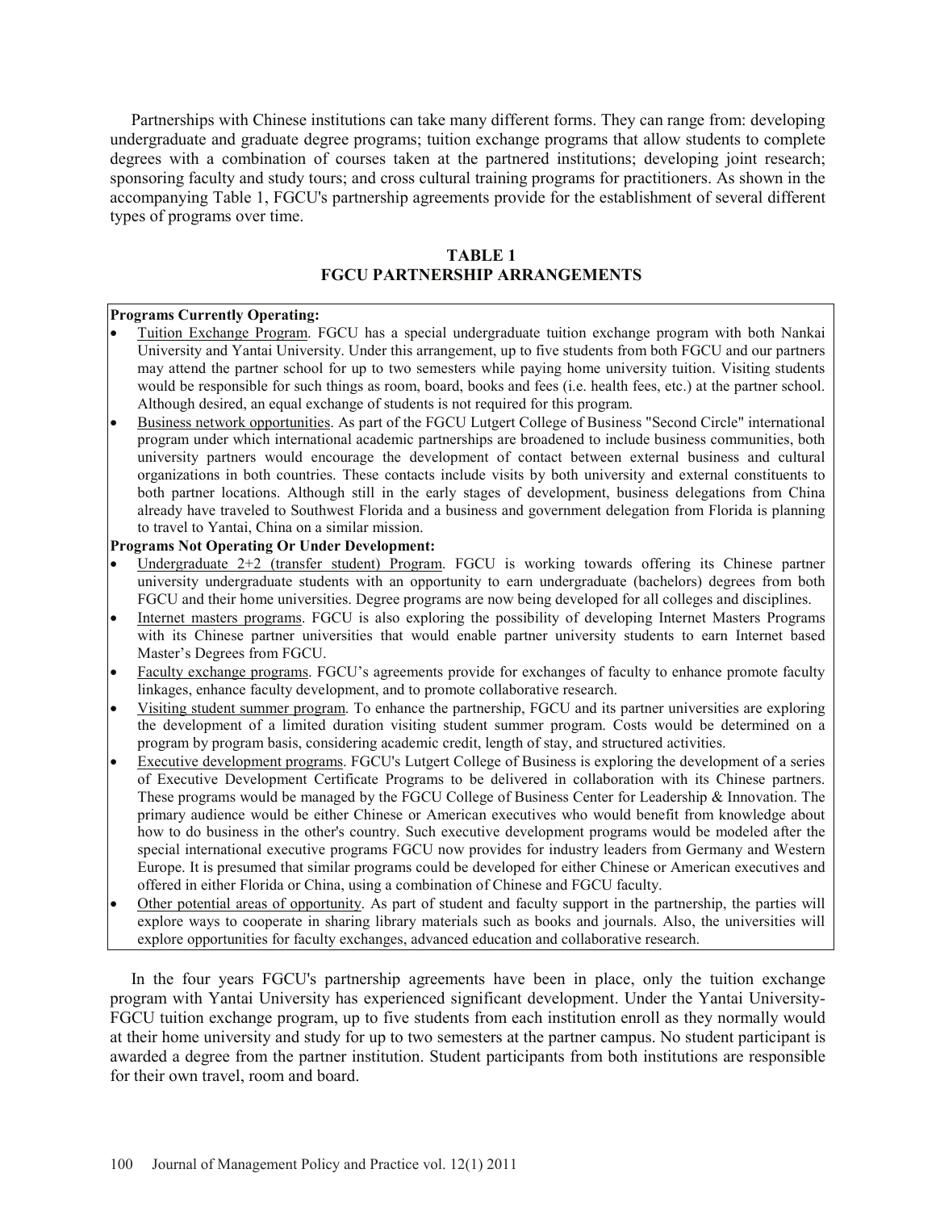Partnerships with Chinese institutions can take many different forms. They can range from: developing undergraduate and graduate degree programs; tuition exchange programs that allow students to complete degrees with a combination of courses taken at the partnered institutions; developing joint research; sponsoring faculty and study tours; and cross cultural training programs for practitioners. As shown in the accompanying Table 1, FGCU's partnership agreements provide for the establishment of several different types of programs over time.

**TABLE 1**
**FGCU PARTNERSHIP ARRANGEMENTS**

**Programs Currently Operating:**

- Tuition Exchange Program. FGCU has a special undergraduate tuition exchange program with both Nankai University and Yantai University. Under this arrangement, up to five students from both FGCU and our partners may attend the partner school for up to two semesters while paying home university tuition. Visiting students would be responsible for such things as room, board, books and fees (i.e. health fees, etc.) at the partner school. Although desired, an equal exchange of students is not required for this program.
- Business network opportunities. As part of the FGCU Lutgert College of Business "Second Circle" international program under which international academic partnerships are broadened to include business communities, both university partners would encourage the development of contact between external business and cultural organizations in both countries. These contacts include visits by both university and external constituents to both partner locations. Although still in the early stages of development, business delegations from China already have traveled to Southwest Florida and a business and government delegation from Florida is planning to travel to Yantai, China on a similar mission.

**Programs Not Operating Or Under Development:**

- Undergraduate 2+2 (transfer student) Program. FGCU is working towards offering its Chinese partner university undergraduate students with an opportunity to earn undergraduate (bachelors) degrees from both FGCU and their home universities. Degree programs are now being developed for all colleges and disciplines.
- Internet masters programs. FGCU is also exploring the possibility of developing Internet Masters Programs with its Chinese partner universities that would enable partner university students to earn Internet based Master's Degrees from FGCU.
- Faculty exchange programs. FGCU's agreements provide for exchanges of faculty to enhance promote faculty linkages, enhance faculty development, and to promote collaborative research.
- Visiting student summer program. To enhance the partnership, FGCU and its partner universities are exploring the development of a limited duration visiting student summer program. Costs would be determined on a program by program basis, considering academic credit, length of stay, and structured activities.
- Executive development programs. FGCU's Lutgert College of Business is exploring the development of a series of Executive Development Certificate Programs to be delivered in collaboration with its Chinese partners. These programs would be managed by the FGCU College of Business Center for Leadership & Innovation. The primary audience would be either Chinese or American executives who would benefit from knowledge about how to do business in the other's country. Such executive development programs would be modeled after the special international executive programs FGCU now provides for industry leaders from Germany and Western Europe. It is presumed that similar programs could be developed for either Chinese or American executives and offered in either Florida or China, using a combination of Chinese and FGCU faculty.
- Other potential areas of opportunity. As part of student and faculty support in the partnership, the parties will explore ways to cooperate in sharing library materials such as books and journals. Also, the universities will explore opportunities for faculty exchanges, advanced education and collaborative research.

In the four years FGCU's partnership agreements have been in place, only the tuition exchange program with Yantai University has experienced significant development. Under the Yantai University-FGCU tuition exchange program, up to five students from each institution enroll as they normally would at their home university and study for up to two semesters at the partner campus. No student participant is awarded a degree from the partner institution. Student participants from both institutions are responsible for their own travel, room and board.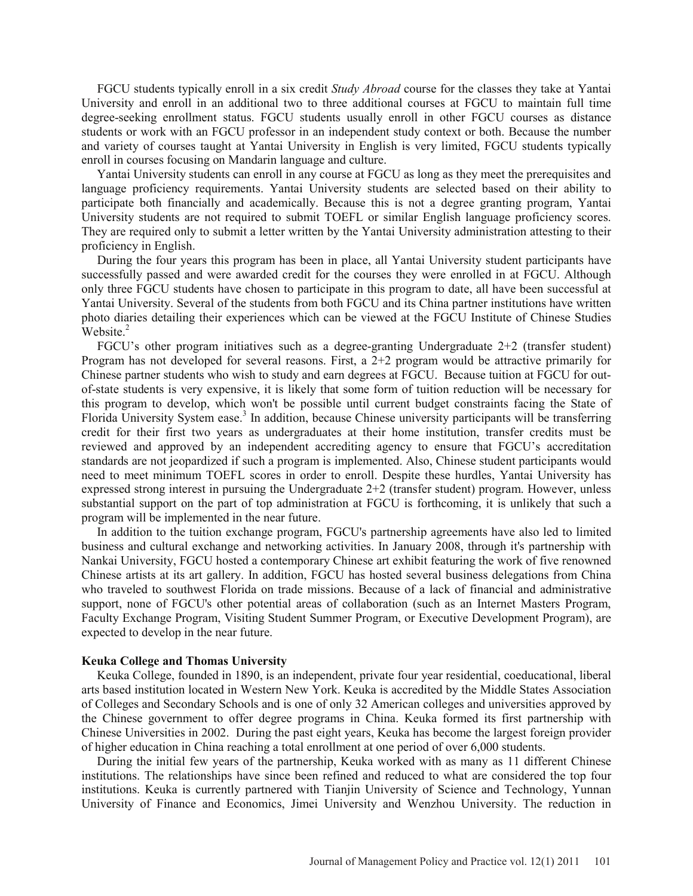FGCU students typically enroll in a six credit *Study Abroad* course for the classes they take at Yantai University and enroll in an additional two to three additional courses at FGCU to maintain full time degree-seeking enrollment status. FGCU students usually enroll in other FGCU courses as distance students or work with an FGCU professor in an independent study context or both. Because the number and variety of courses taught at Yantai University in English is very limited, FGCU students typically enroll in courses focusing on Mandarin language and culture.

Yantai University students can enroll in any course at FGCU as long as they meet the prerequisites and language proficiency requirements. Yantai University students are selected based on their ability to participate both financially and academically. Because this is not a degree granting program, Yantai University students are not required to submit TOEFL or similar English language proficiency scores. They are required only to submit a letter written by the Yantai University administration attesting to their proficiency in English.

During the four years this program has been in place, all Yantai University student participants have successfully passed and were awarded credit for the courses they were enrolled in at FGCU. Although only three FGCU students have chosen to participate in this program to date, all have been successful at Yantai University. Several of the students from both FGCU and its China partner institutions have written photo diaries detailing their experiences which can be viewed at the FGCU Institute of Chinese Studies Website.[2]

FGCU's other program initiatives such as a degree-granting Undergraduate 2+2 (transfer student) Program has not developed for several reasons. First, a 2+2 program would be attractive primarily for Chinese partner students who wish to study and earn degrees at FGCU. Because tuition at FGCU for out-of-state students is very expensive, it is likely that some form of tuition reduction will be necessary for this program to develop, which won't be possible until current budget constraints facing the State of Florida University System ease.[3] In addition, because Chinese university participants will be transferring credit for their first two years as undergraduates at their home institution, transfer credits must be reviewed and approved by an independent accrediting agency to ensure that FGCU's accreditation standards are not jeopardized if such a program is implemented. Also, Chinese student participants would need to meet minimum TOEFL scores in order to enroll. Despite these hurdles, Yantai University has expressed strong interest in pursuing the Undergraduate 2+2 (transfer student) program. However, unless substantial support on the part of top administration at FGCU is forthcoming, it is unlikely that such a program will be implemented in the near future.

In addition to the tuition exchange program, FGCU's partnership agreements have also led to limited business and cultural exchange and networking activities. In January 2008, through it's partnership with Nankai University, FGCU hosted a contemporary Chinese art exhibit featuring the work of five renowned Chinese artists at its art gallery. In addition, FGCU has hosted several business delegations from China who traveled to southwest Florida on trade missions. Because of a lack of financial and administrative support, none of FGCU's other potential areas of collaboration (such as an Internet Masters Program, Faculty Exchange Program, Visiting Student Summer Program, or Executive Development Program), are expected to develop in the near future.

**Keuka College and Thomas University**

Keuka College, founded in 1890, is an independent, private four year residential, coeducational, liberal arts based institution located in Western New York. Keuka is accredited by the Middle States Association of Colleges and Secondary Schools and is one of only 32 American colleges and universities approved by the Chinese government to offer degree programs in China. Keuka formed its first partnership with Chinese Universities in 2002. During the past eight years, Keuka has become the largest foreign provider of higher education in China reaching a total enrollment at one period of over 6,000 students.

During the initial few years of the partnership, Keuka worked with as many as 11 different Chinese institutions. The relationships have since been refined and reduced to what are considered the top four institutions. Keuka is currently partnered with Tianjin University of Science and Technology, Yunnan University of Finance and Economics, Jimei University and Wenzhou University. The reduction in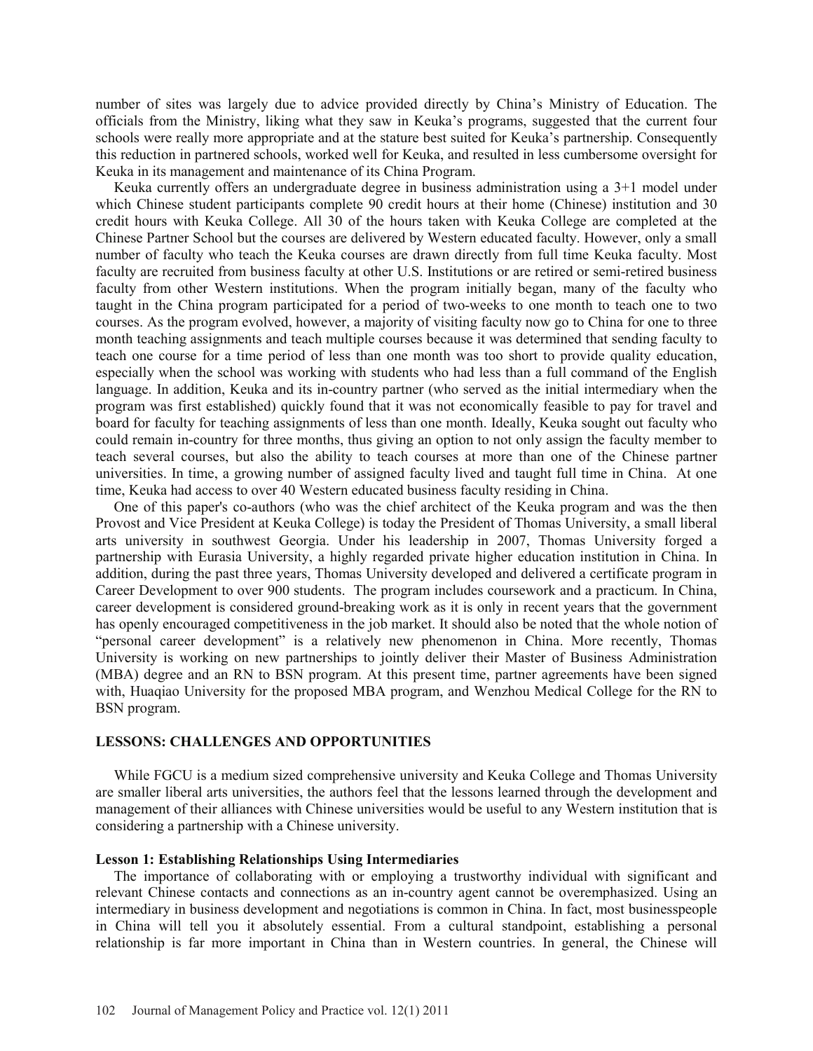number of sites was largely due to advice provided directly by China's Ministry of Education. The officials from the Ministry, liking what they saw in Keuka's programs, suggested that the current four schools were really more appropriate and at the stature best suited for Keuka's partnership. Consequently this reduction in partnered schools, worked well for Keuka, and resulted in less cumbersome oversight for Keuka in its management and maintenance of its China Program.

Keuka currently offers an undergraduate degree in business administration using a 3+1 model under which Chinese student participants complete 90 credit hours at their home (Chinese) institution and 30 credit hours with Keuka College. All 30 of the hours taken with Keuka College are completed at the Chinese Partner School but the courses are delivered by Western educated faculty. However, only a small number of faculty who teach the Keuka courses are drawn directly from full time Keuka faculty. Most faculty are recruited from business faculty at other U.S. Institutions or are retired or semi-retired business faculty from other Western institutions. When the program initially began, many of the faculty who taught in the China program participated for a period of two-weeks to one month to teach one to two courses. As the program evolved, however, a majority of visiting faculty now go to China for one to three month teaching assignments and teach multiple courses because it was determined that sending faculty to teach one course for a time period of less than one month was too short to provide quality education, especially when the school was working with students who had less than a full command of the English language. In addition, Keuka and its in-country partner (who served as the initial intermediary when the program was first established) quickly found that it was not economically feasible to pay for travel and board for faculty for teaching assignments of less than one month. Ideally, Keuka sought out faculty who could remain in-country for three months, thus giving an option to not only assign the faculty member to teach several courses, but also the ability to teach courses at more than one of the Chinese partner universities. In time, a growing number of assigned faculty lived and taught full time in China. At one time, Keuka had access to over 40 Western educated business faculty residing in China.

One of this paper's co-authors (who was the chief architect of the Keuka program and was the then Provost and Vice President at Keuka College) is today the President of Thomas University, a small liberal arts university in southwest Georgia. Under his leadership in 2007, Thomas University forged a partnership with Eurasia University, a highly regarded private higher education institution in China. In addition, during the past three years, Thomas University developed and delivered a certificate program in Career Development to over 900 students. The program includes coursework and a practicum. In China, career development is considered ground-breaking work as it is only in recent years that the government has openly encouraged competitiveness in the job market. It should also be noted that the whole notion of "personal career development" is a relatively new phenomenon in China. More recently, Thomas University is working on new partnerships to jointly deliver their Master of Business Administration (MBA) degree and an RN to BSN program. At this present time, partner agreements have been signed with, Huaqiao University for the proposed MBA program, and Wenzhou Medical College for the RN to BSN program.

## LESSONS: CHALLENGES AND OPPORTUNITIES

While FGCU is a medium sized comprehensive university and Keuka College and Thomas University are smaller liberal arts universities, the authors feel that the lessons learned through the development and management of their alliances with Chinese universities would be useful to any Western institution that is considering a partnership with a Chinese university.

### Lesson 1: Establishing Relationships Using Intermediaries

The importance of collaborating with or employing a trustworthy individual with significant and relevant Chinese contacts and connections as an in-country agent cannot be overemphasized. Using an intermediary in business development and negotiations is common in China. In fact, most businesspeople in China will tell you it absolutely essential. From a cultural standpoint, establishing a personal relationship is far more important in China than in Western countries. In general, the Chinese will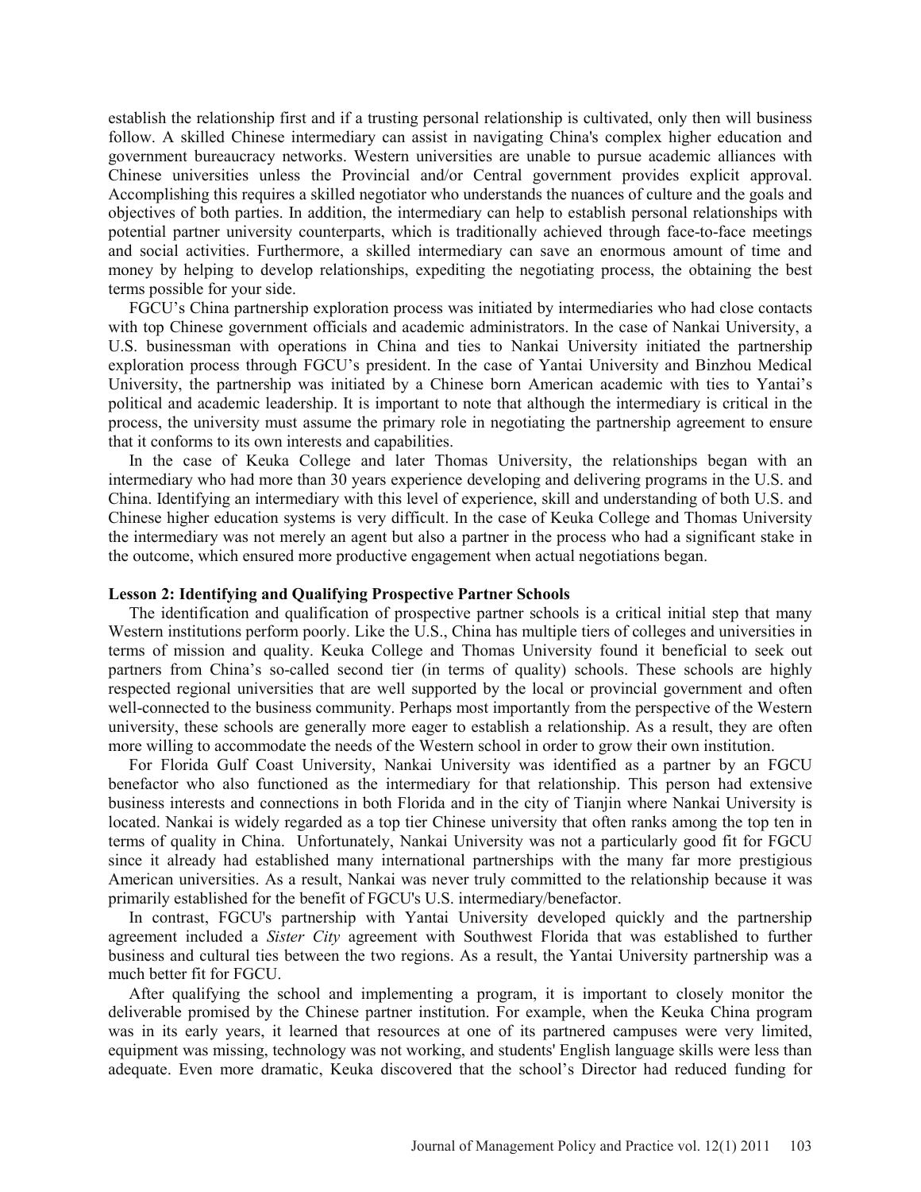establish the relationship first and if a trusting personal relationship is cultivated, only then will business follow. A skilled Chinese intermediary can assist in navigating China's complex higher education and government bureaucracy networks. Western universities are unable to pursue academic alliances with Chinese universities unless the Provincial and/or Central government provides explicit approval. Accomplishing this requires a skilled negotiator who understands the nuances of culture and the goals and objectives of both parties. In addition, the intermediary can help to establish personal relationships with potential partner university counterparts, which is traditionally achieved through face-to-face meetings and social activities. Furthermore, a skilled intermediary can save an enormous amount of time and money by helping to develop relationships, expediting the negotiating process, the obtaining the best terms possible for your side.

FGCU's China partnership exploration process was initiated by intermediaries who had close contacts with top Chinese government officials and academic administrators. In the case of Nankai University, a U.S. businessman with operations in China and ties to Nankai University initiated the partnership exploration process through FGCU's president. In the case of Yantai University and Binzhou Medical University, the partnership was initiated by a Chinese born American academic with ties to Yantai's political and academic leadership. It is important to note that although the intermediary is critical in the process, the university must assume the primary role in negotiating the partnership agreement to ensure that it conforms to its own interests and capabilities.

In the case of Keuka College and later Thomas University, the relationships began with an intermediary who had more than 30 years experience developing and delivering programs in the U.S. and China. Identifying an intermediary with this level of experience, skill and understanding of both U.S. and Chinese higher education systems is very difficult. In the case of Keuka College and Thomas University the intermediary was not merely an agent but also a partner in the process who had a significant stake in the outcome, which ensured more productive engagement when actual negotiations began.

**Lesson 2: Identifying and Qualifying Prospective Partner Schools**

The identification and qualification of prospective partner schools is a critical initial step that many Western institutions perform poorly. Like the U.S., China has multiple tiers of colleges and universities in terms of mission and quality. Keuka College and Thomas University found it beneficial to seek out partners from China's so-called second tier (in terms of quality) schools. These schools are highly respected regional universities that are well supported by the local or provincial government and often well-connected to the business community. Perhaps most importantly from the perspective of the Western university, these schools are generally more eager to establish a relationship. As a result, they are often more willing to accommodate the needs of the Western school in order to grow their own institution.

For Florida Gulf Coast University, Nankai University was identified as a partner by an FGCU benefactor who also functioned as the intermediary for that relationship. This person had extensive business interests and connections in both Florida and in the city of Tianjin where Nankai University is located. Nankai is widely regarded as a top tier Chinese university that often ranks among the top ten in terms of quality in China. Unfortunately, Nankai University was not a particularly good fit for FGCU since it already had established many international partnerships with the many far more prestigious American universities. As a result, Nankai was never truly committed to the relationship because it was primarily established for the benefit of FGCU's U.S. intermediary/benefactor.

In contrast, FGCU's partnership with Yantai University developed quickly and the partnership agreement included a *Sister City* agreement with Southwest Florida that was established to further business and cultural ties between the two regions. As a result, the Yantai University partnership was a much better fit for FGCU.

After qualifying the school and implementing a program, it is important to closely monitor the deliverable promised by the Chinese partner institution. For example, when the Keuka China program was in its early years, it learned that resources at one of its partnered campuses were very limited, equipment was missing, technology was not working, and students' English language skills were less than adequate. Even more dramatic, Keuka discovered that the school's Director had reduced funding for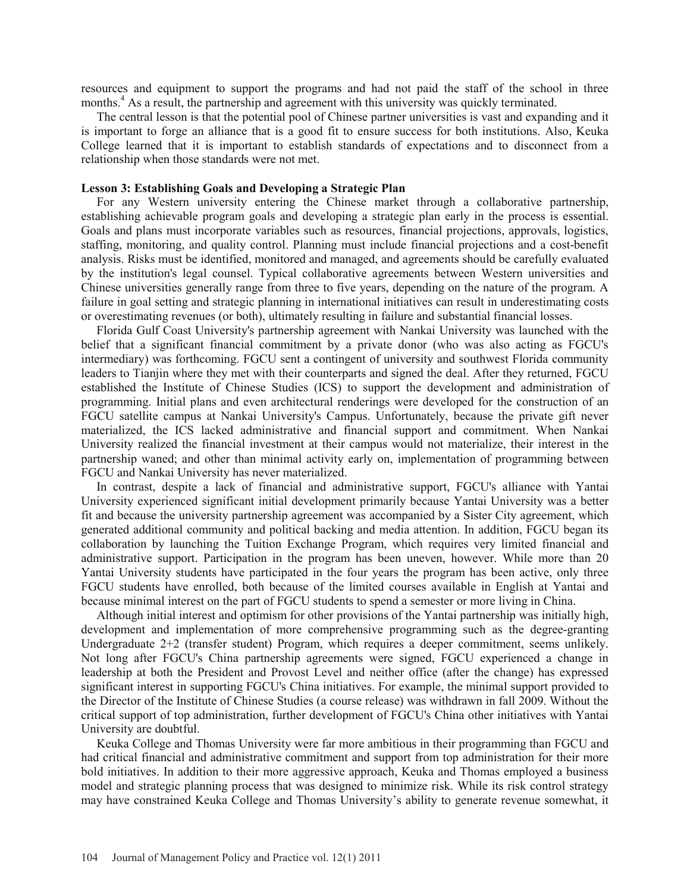resources and equipment to support the programs and had not paid the staff of the school in three months.[4] As a result, the partnership and agreement with this university was quickly terminated.

The central lesson is that the potential pool of Chinese partner universities is vast and expanding and it is important to forge an alliance that is a good fit to ensure success for both institutions. Also, Keuka College learned that it is important to establish standards of expectations and to disconnect from a relationship when those standards were not met.

**Lesson 3: Establishing Goals and Developing a Strategic Plan**

For any Western university entering the Chinese market through a collaborative partnership, establishing achievable program goals and developing a strategic plan early in the process is essential. Goals and plans must incorporate variables such as resources, financial projections, approvals, logistics, staffing, monitoring, and quality control. Planning must include financial projections and a cost-benefit analysis. Risks must be identified, monitored and managed, and agreements should be carefully evaluated by the institution's legal counsel. Typical collaborative agreements between Western universities and Chinese universities generally range from three to five years, depending on the nature of the program. A failure in goal setting and strategic planning in international initiatives can result in underestimating costs or overestimating revenues (or both), ultimately resulting in failure and substantial financial losses.

Florida Gulf Coast University's partnership agreement with Nankai University was launched with the belief that a significant financial commitment by a private donor (who was also acting as FGCU's intermediary) was forthcoming. FGCU sent a contingent of university and southwest Florida community leaders to Tianjin where they met with their counterparts and signed the deal. After they returned, FGCU established the Institute of Chinese Studies (ICS) to support the development and administration of programming. Initial plans and even architectural renderings were developed for the construction of an FGCU satellite campus at Nankai University's Campus. Unfortunately, because the private gift never materialized, the ICS lacked administrative and financial support and commitment. When Nankai University realized the financial investment at their campus would not materialize, their interest in the partnership waned; and other than minimal activity early on, implementation of programming between FGCU and Nankai University has never materialized.

In contrast, despite a lack of financial and administrative support, FGCU's alliance with Yantai University experienced significant initial development primarily because Yantai University was a better fit and because the university partnership agreement was accompanied by a Sister City agreement, which generated additional community and political backing and media attention. In addition, FGCU began its collaboration by launching the Tuition Exchange Program, which requires very limited financial and administrative support. Participation in the program has been uneven, however. While more than 20 Yantai University students have participated in the four years the program has been active, only three FGCU students have enrolled, both because of the limited courses available in English at Yantai and because minimal interest on the part of FGCU students to spend a semester or more living in China.

Although initial interest and optimism for other provisions of the Yantai partnership was initially high, development and implementation of more comprehensive programming such as the degree-granting Undergraduate 2+2 (transfer student) Program, which requires a deeper commitment, seems unlikely. Not long after FGCU's China partnership agreements were signed, FGCU experienced a change in leadership at both the President and Provost Level and neither office (after the change) has expressed significant interest in supporting FGCU's China initiatives. For example, the minimal support provided to the Director of the Institute of Chinese Studies (a course release) was withdrawn in fall 2009. Without the critical support of top administration, further development of FGCU's China other initiatives with Yantai University are doubtful.

Keuka College and Thomas University were far more ambitious in their programming than FGCU and had critical financial and administrative commitment and support from top administration for their more bold initiatives. In addition to their more aggressive approach, Keuka and Thomas employed a business model and strategic planning process that was designed to minimize risk. While its risk control strategy may have constrained Keuka College and Thomas University's ability to generate revenue somewhat, it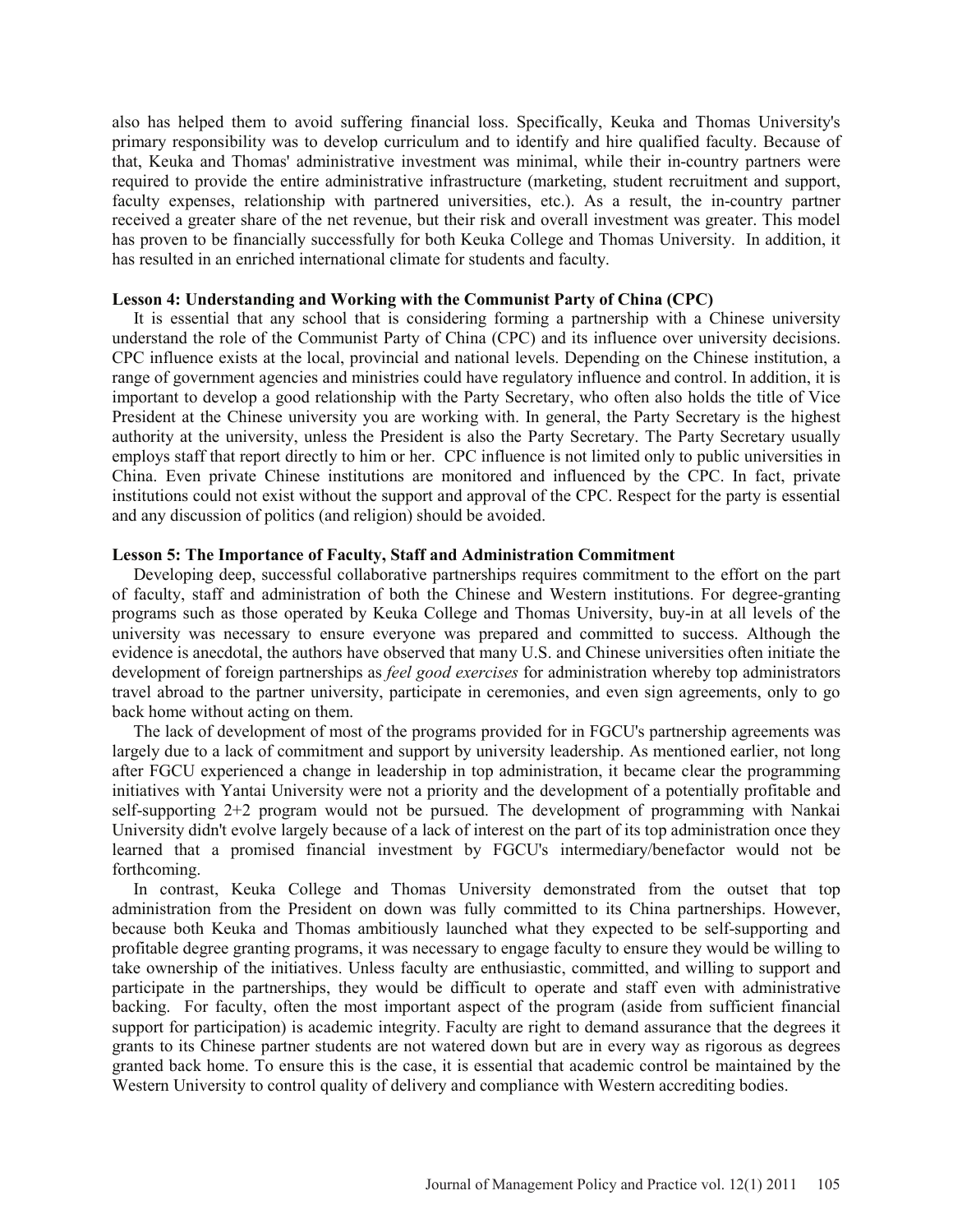also has helped them to avoid suffering financial loss. Specifically, Keuka and Thomas University's primary responsibility was to develop curriculum and to identify and hire qualified faculty. Because of that, Keuka and Thomas' administrative investment was minimal, while their in-country partners were required to provide the entire administrative infrastructure (marketing, student recruitment and support, faculty expenses, relationship with partnered universities, etc.). As a result, the in-country partner received a greater share of the net revenue, but their risk and overall investment was greater. This model has proven to be financially successfully for both Keuka College and Thomas University. In addition, it has resulted in an enriched international climate for students and faculty.

**Lesson 4: Understanding and Working with the Communist Party of China (CPC)**

It is essential that any school that is considering forming a partnership with a Chinese university understand the role of the Communist Party of China (CPC) and its influence over university decisions. CPC influence exists at the local, provincial and national levels. Depending on the Chinese institution, a range of government agencies and ministries could have regulatory influence and control. In addition, it is important to develop a good relationship with the Party Secretary, who often also holds the title of Vice President at the Chinese university you are working with. In general, the Party Secretary is the highest authority at the university, unless the President is also the Party Secretary. The Party Secretary usually employs staff that report directly to him or her. CPC influence is not limited only to public universities in China. Even private Chinese institutions are monitored and influenced by the CPC. In fact, private institutions could not exist without the support and approval of the CPC. Respect for the party is essential and any discussion of politics (and religion) should be avoided.

**Lesson 5: The Importance of Faculty, Staff and Administration Commitment**

Developing deep, successful collaborative partnerships requires commitment to the effort on the part of faculty, staff and administration of both the Chinese and Western institutions. For degree-granting programs such as those operated by Keuka College and Thomas University, buy-in at all levels of the university was necessary to ensure everyone was prepared and committed to success. Although the evidence is anecdotal, the authors have observed that many U.S. and Chinese universities often initiate the development of foreign partnerships as *feel good exercises* for administration whereby top administrators travel abroad to the partner university, participate in ceremonies, and even sign agreements, only to go back home without acting on them.

The lack of development of most of the programs provided for in FGCU's partnership agreements was largely due to a lack of commitment and support by university leadership. As mentioned earlier, not long after FGCU experienced a change in leadership in top administration, it became clear the programming initiatives with Yantai University were not a priority and the development of a potentially profitable and self-supporting 2+2 program would not be pursued. The development of programming with Nankai University didn't evolve largely because of a lack of interest on the part of its top administration once they learned that a promised financial investment by FGCU's intermediary/benefactor would not be forthcoming.

In contrast, Keuka College and Thomas University demonstrated from the outset that top administration from the President on down was fully committed to its China partnerships. However, because both Keuka and Thomas ambitiously launched what they expected to be self-supporting and profitable degree granting programs, it was necessary to engage faculty to ensure they would be willing to take ownership of the initiatives. Unless faculty are enthusiastic, committed, and willing to support and participate in the partnerships, they would be difficult to operate and staff even with administrative backing. For faculty, often the most important aspect of the program (aside from sufficient financial support for participation) is academic integrity. Faculty are right to demand assurance that the degrees it grants to its Chinese partner students are not watered down but are in every way as rigorous as degrees granted back home. To ensure this is the case, it is essential that academic control be maintained by the Western University to control quality of delivery and compliance with Western accrediting bodies.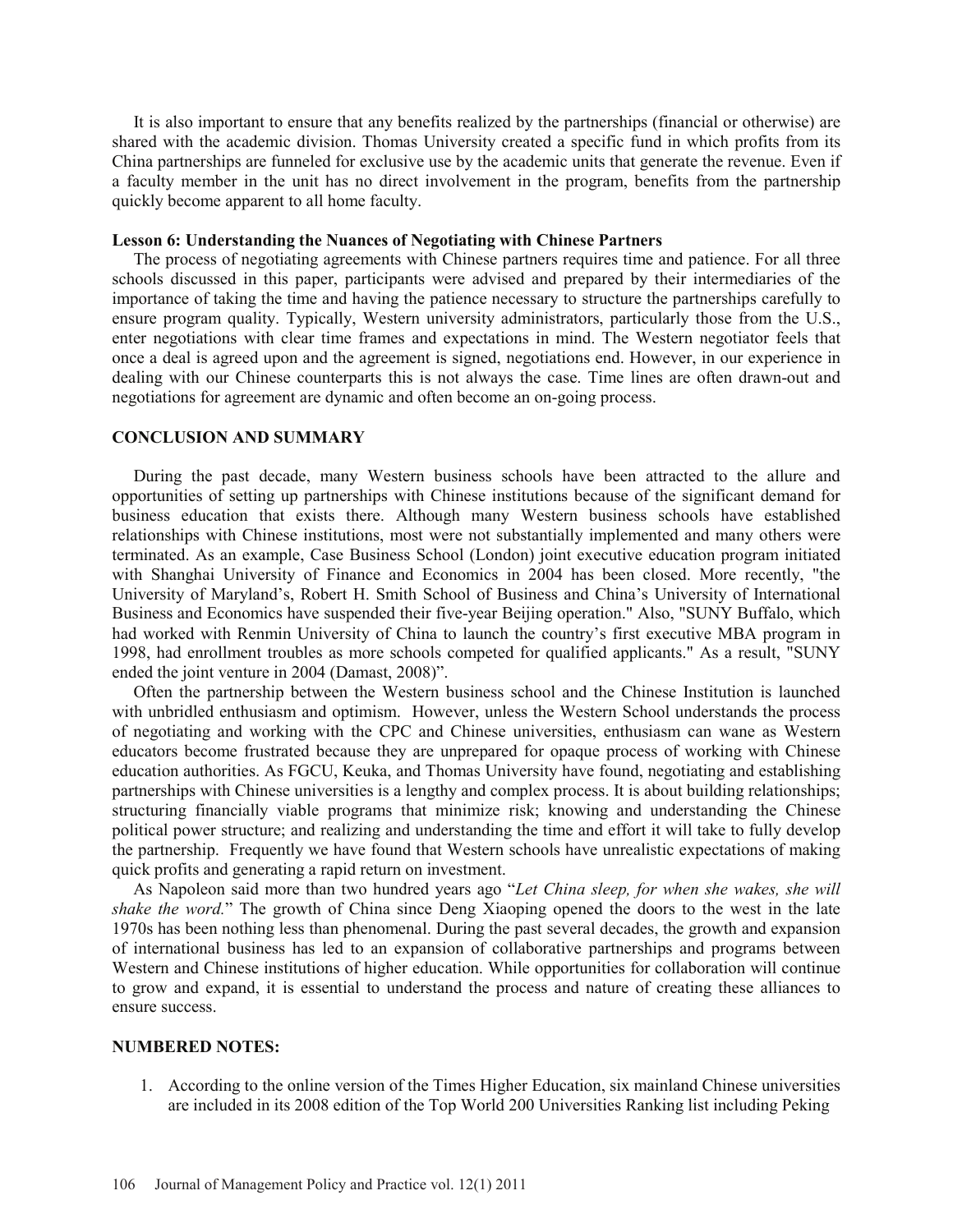It is also important to ensure that any benefits realized by the partnerships (financial or otherwise) are shared with the academic division. Thomas University created a specific fund in which profits from its China partnerships are funneled for exclusive use by the academic units that generate the revenue. Even if a faculty member in the unit has no direct involvement in the program, benefits from the partnership quickly become apparent to all home faculty.

**Lesson 6: Understanding the Nuances of Negotiating with Chinese Partners**

The process of negotiating agreements with Chinese partners requires time and patience. For all three schools discussed in this paper, participants were advised and prepared by their intermediaries of the importance of taking the time and having the patience necessary to structure the partnerships carefully to ensure program quality. Typically, Western university administrators, particularly those from the U.S., enter negotiations with clear time frames and expectations in mind. The Western negotiator feels that once a deal is agreed upon and the agreement is signed, negotiations end. However, in our experience in dealing with our Chinese counterparts this is not always the case. Time lines are often drawn-out and negotiations for agreement are dynamic and often become an on-going process.

## CONCLUSION AND SUMMARY

During the past decade, many Western business schools have been attracted to the allure and opportunities of setting up partnerships with Chinese institutions because of the significant demand for business education that exists there. Although many Western business schools have established relationships with Chinese institutions, most were not substantially implemented and many others were terminated. As an example, Case Business School (London) joint executive education program initiated with Shanghai University of Finance and Economics in 2004 has been closed. More recently, "the University of Maryland's, Robert H. Smith School of Business and China's University of International Business and Economics have suspended their five-year Beijing operation." Also, "SUNY Buffalo, which had worked with Renmin University of China to launch the country's first executive MBA program in 1998, had enrollment troubles as more schools competed for qualified applicants." As a result, "SUNY ended the joint venture in 2004 (Damast, 2008)".

Often the partnership between the Western business school and the Chinese Institution is launched with unbridled enthusiasm and optimism. However, unless the Western School understands the process of negotiating and working with the CPC and Chinese universities, enthusiasm can wane as Western educators become frustrated because they are unprepared for opaque process of working with Chinese education authorities. As FGCU, Keuka, and Thomas University have found, negotiating and establishing partnerships with Chinese universities is a lengthy and complex process. It is about building relationships; structuring financially viable programs that minimize risk; knowing and understanding the Chinese political power structure; and realizing and understanding the time and effort it will take to fully develop the partnership. Frequently we have found that Western schools have unrealistic expectations of making quick profits and generating a rapid return on investment.

As Napoleon said more than two hundred years ago "*Let China sleep, for when she wakes, she will shake the word.*" The growth of China since Deng Xiaoping opened the doors to the west in the late 1970s has been nothing less than phenomenal. During the past several decades, the growth and expansion of international business has led to an expansion of collaborative partnerships and programs between Western and Chinese institutions of higher education. While opportunities for collaboration will continue to grow and expand, it is essential to understand the process and nature of creating these alliances to ensure success.

## NUMBERED NOTES:

1. According to the online version of the Times Higher Education, six mainland Chinese universities are included in its 2008 edition of the Top World 200 Universities Ranking list including Peking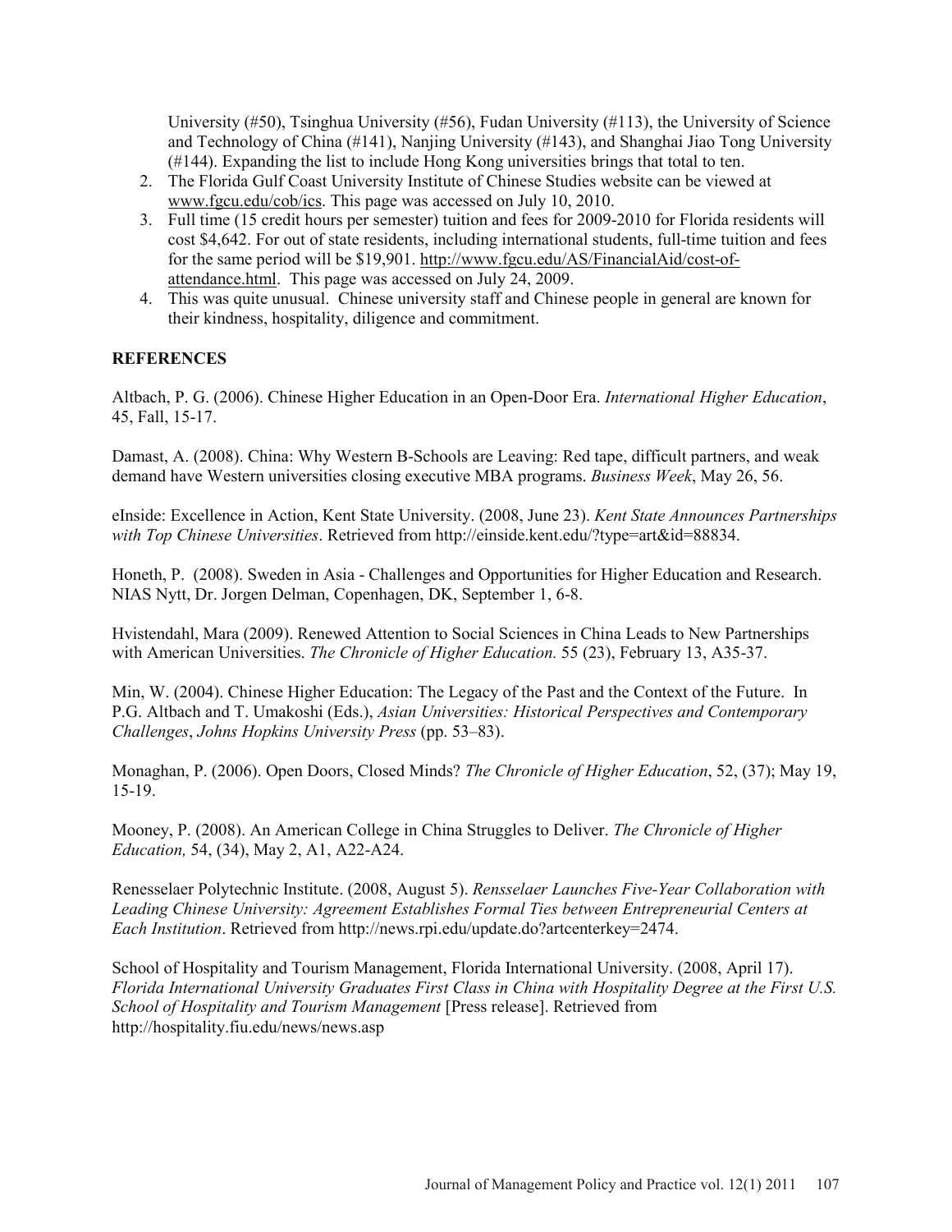University (#50), Tsinghua University (#56), Fudan University (#113), the University of Science and Technology of China (#141), Nanjing University (#143), and Shanghai Jiao Tong University (#144). Expanding the list to include Hong Kong universities brings that total to ten.

2. The Florida Gulf Coast University Institute of Chinese Studies website can be viewed at www.fgcu.edu/cob/ics. This page was accessed on July 10, 2010.
3. Full time (15 credit hours per semester) tuition and fees for 2009-2010 for Florida residents will cost $4,642. For out of state residents, including international students, full-time tuition and fees for the same period will be $19,901. http://www.fgcu.edu/AS/FinancialAid/cost-of-attendance.html. This page was accessed on July 24, 2009.
4. This was quite unusual. Chinese university staff and Chinese people in general are known for their kindness, hospitality, diligence and commitment.

## REFERENCES

Altbach, P. G. (2006). Chinese Higher Education in an Open-Door Era. *International Higher Education*, 45, Fall, 15-17.

Damast, A. (2008). China: Why Western B-Schools are Leaving: Red tape, difficult partners, and weak demand have Western universities closing executive MBA programs. *Business Week*, May 26, 56.

eInside: Excellence in Action, Kent State University. (2008, June 23). *Kent State Announces Partnerships with Top Chinese Universities*. Retrieved from http://einside.kent.edu/?type=art&id=88834.

Honeth, P. (2008). Sweden in Asia - Challenges and Opportunities for Higher Education and Research. NIAS Nytt, Dr. Jorgen Delman, Copenhagen, DK, September 1, 6-8.

Hvistendahl, Mara (2009). Renewed Attention to Social Sciences in China Leads to New Partnerships with American Universities. *The Chronicle of Higher Education.* 55 (23), February 13, A35-37.

Min, W. (2004). Chinese Higher Education: The Legacy of the Past and the Context of the Future. In P.G. Altbach and T. Umakoshi (Eds.), *Asian Universities: Historical Perspectives and Contemporary Challenges*, *Johns Hopkins University Press* (pp. 53–83).

Monaghan, P. (2006). Open Doors, Closed Minds? *The Chronicle of Higher Education*, 52, (37); May 19, 15-19.

Mooney, P. (2008). An American College in China Struggles to Deliver. *The Chronicle of Higher Education,* 54, (34), May 2, A1, A22-A24.

Renesselaer Polytechnic Institute. (2008, August 5). *Rensselaer Launches Five-Year Collaboration with Leading Chinese University: Agreement Establishes Formal Ties between Entrepreneurial Centers at Each Institution*. Retrieved from http://news.rpi.edu/update.do?artcenterkey=2474.

School of Hospitality and Tourism Management, Florida International University. (2008, April 17). *Florida International University Graduates First Class in China with Hospitality Degree at the First U.S. School of Hospitality and Tourism Management* [Press release]. Retrieved from http://hospitality.fiu.edu/news/news.asp